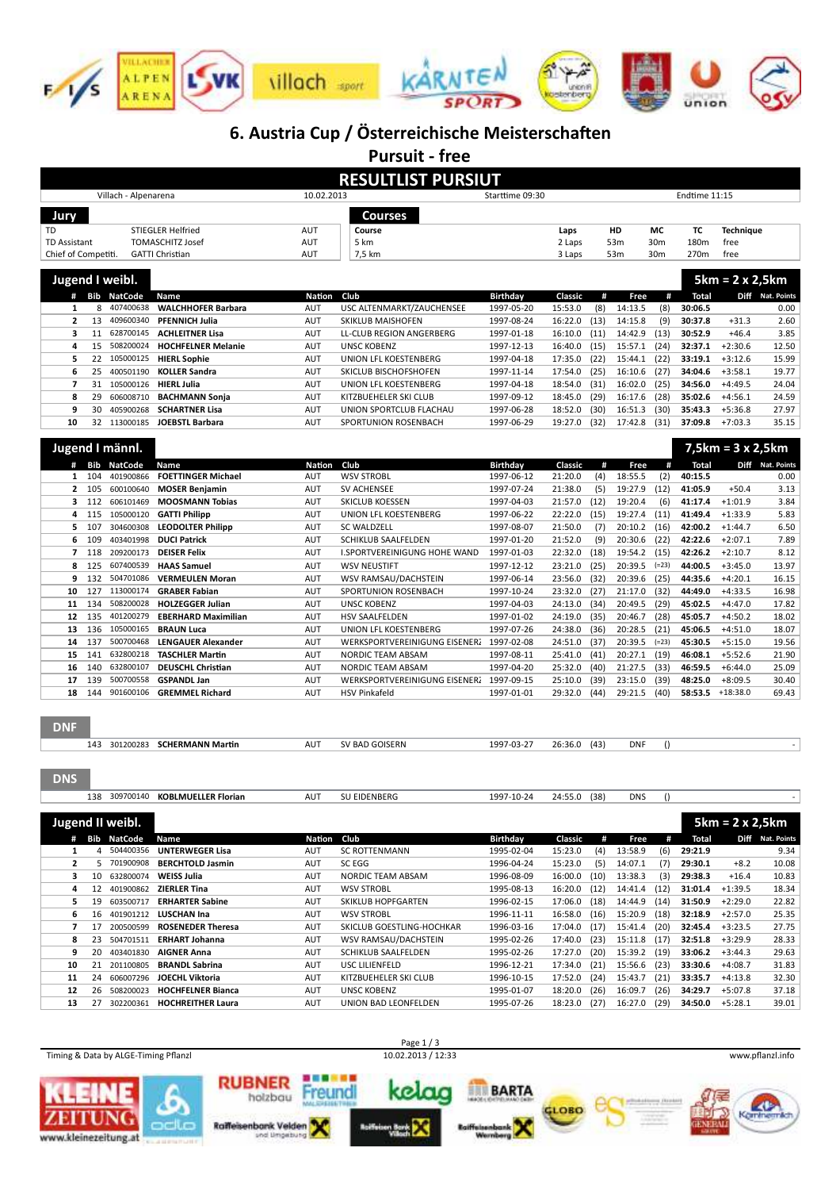# 6. Austria Cup / Österreichische Meisterschaften

## Pursuit - free

## RESULTLIST PURSIUT

Villach - Alpenarena | 10.02.2013 | Starttime 09:30 | Endtime 11:15

| Jury | | |
|---|---|---|
| TD | STIEGLER Helfried | AUT |
| TD Assistant | TOMASCHITZ Josef | AUT |
| Chief of Competiti. | GATTI Christian | AUT |

| Courses | | | | | | |
|---|---|---|---|---|---|---|
| Course | Laps | HD | MC | TC | Technique |
| 5 km | 2 Laps | 53m | 30m | 180m | free |
| 7,5 km | 3 Laps | 53m | 30m | 270m | free |

### Jugend I weibl. — 5km = 2 x 2,5km

| # | Bib | NatCode | Name | Nation | Club | Birthday | Classic | # | Free | # | Total | Diff | Nat. Points |
|---|---|---|---|---|---|---|---|---|---|---|---|---|---|
| 1 | 8 | 407400638 | **WALCHHOFER Barbara** | AUT | USC ALTENMARKT/ZAUCHENSEE | 1997-05-20 | 15:53.0 | (8) | 14:13.5 | (8) | **30:06.5** | | 0.00 |
| 2 | 13 | 409600340 | **PFENNICH Julia** | AUT | SKIKLUB MAISHOFEN | 1997-08-24 | 16:22.0 | (13) | 14:15.8 | (9) | **30:37.8** | +31.3 | 2.60 |
| 3 | 11 | 628700145 | **ACHLEITNER Lisa** | AUT | LL-CLUB REGION ANGERBERG | 1997-01-18 | 16:10.0 | (11) | 14:42.9 | (13) | **30:52.9** | +46.4 | 3.85 |
| 4 | 15 | 508200024 | **HOCHFELNER Melanie** | AUT | UNSC KOBENZ | 1997-12-13 | 16:40.0 | (15) | 15:57.1 | (24) | **32:37.1** | +2:30.6 | 12.50 |
| 5 | 22 | 105000125 | **HIERL Sophie** | AUT | UNION LFL KOESTENBERG | 1997-04-18 | 17:35.0 | (22) | 15:44.1 | (22) | **33:19.1** | +3:12.6 | 15.99 |
| 6 | 25 | 400501190 | **KOLLER Sandra** | AUT | SKICLUB BISCHOFSHOFEN | 1997-11-14 | 17:54.0 | (25) | 16:10.6 | (27) | **34:04.6** | +3:58.1 | 19.77 |
| 7 | 31 | 105000126 | **HIERL Julia** | AUT | UNION LFL KOESTENBERG | 1997-04-18 | 18:54.0 | (31) | 16:02.0 | (25) | **34:56.0** | +4:49.5 | 24.04 |
| 8 | 29 | 606008710 | **BACHMANN Sonja** | AUT | KITZBUEHELER SKI CLUB | 1997-09-12 | 18:45.0 | (29) | 16:17.6 | (28) | **35:02.6** | +4:56.1 | 24.59 |
| 9 | 30 | 405900268 | **SCHARTNER Lisa** | AUT | UNION SPORTCLUB FLACHAU | 1997-06-28 | 18:52.0 | (30) | 16:51.3 | (30) | **35:43.3** | +5:36.8 | 27.97 |
| 10 | 32 | 113000185 | **JOEBSTL Barbara** | AUT | SPORTUNION ROSENBACH | 1997-06-29 | 19:27.0 | (32) | 17:42.8 | (31) | **37:09.8** | +7:03.3 | 35.15 |

### Jugend I männl. — 7,5km = 3 x 2,5km

| # | Bib | NatCode | Name | Nation | Club | Birthday | Classic | # | Free | # | Total | Diff | Nat. Points |
|---|---|---|---|---|---|---|---|---|---|---|---|---|---|
| 1 | 104 | 401900866 | **FOETTINGER Michael** | AUT | WSV STROBL | 1997-06-12 | 21:20.0 | (4) | 18:55.5 | (2) | **40:15.5** | | 0.00 |
| 2 | 105 | 600100640 | **MOSER Benjamin** | AUT | SV ACHENSEE | 1997-07-24 | 21:38.0 | (5) | 19:27.9 | (12) | **41:05.9** | +50.4 | 3.13 |
| 3 | 112 | 606101469 | **MOOSMANN Tobias** | AUT | SKICLUB KOESSEN | 1997-04-03 | 21:57.0 | (12) | 19:20.4 | (6) | **41:17.4** | +1:01.9 | 3.84 |
| 4 | 115 | 105000120 | **GATTI Philipp** | AUT | UNION LFL KOESTENBERG | 1997-06-22 | 22:22.0 | (15) | 19:27.4 | (11) | **41:49.4** | +1:33.9 | 5.83 |
| 5 | 107 | 304600308 | **LEODOLTER Philipp** | AUT | SC WALDZELL | 1997-08-07 | 21:50.0 | (7) | 20:10.2 | (16) | **42:00.2** | +1:44.7 | 6.50 |
| 6 | 109 | 403401998 | **DUCI Patrick** | AUT | SCHIKLUB SAALFELDEN | 1997-01-20 | 21:52.0 | (9) | 20:30.6 | (22) | **42:22.6** | +2:07.1 | 7.89 |
| 7 | 118 | 209200173 | **DEISER Felix** | AUT | I.SPORTVEREINIGUNG HOHE WAND | 1997-01-03 | 22:32.0 | (18) | 19:54.2 | (15) | **42:26.2** | +2:10.7 | 8.12 |
| 8 | 125 | 607400539 | **HAAS Samuel** | AUT | WSV NEUSTIFT | 1997-12-12 | 23:21.0 | (25) | 20:39.5 | (=23) | **44:00.5** | +3:45.0 | 13.97 |
| 9 | 132 | 504701086 | **VERMEULEN Moran** | AUT | WSV RAMSAU/DACHSTEIN | 1997-06-14 | 23:56.0 | (32) | 20:39.6 | (25) | **44:35.6** | +4:20.1 | 16.15 |
| 10 | 127 | 113000174 | **GRABER Fabian** | AUT | SPORTUNION ROSENBACH | 1997-10-24 | 23:32.0 | (27) | 21:17.0 | (32) | **44:49.0** | +4:33.5 | 16.98 |
| 11 | 134 | 508200028 | **HOLZEGGER Julian** | AUT | UNSC KOBENZ | 1997-04-03 | 24:13.0 | (34) | 20:49.5 | (29) | **45:02.5** | +4:47.0 | 17.82 |
| 12 | 135 | 401200279 | **EBERHARD Maximilian** | AUT | HSV SAALFELDEN | 1997-01-02 | 24:19.0 | (35) | 20:46.7 | (28) | **45:05.7** | +4:50.2 | 18.02 |
| 13 | 136 | 105000165 | **BRAUN Luca** | AUT | UNION LFL KOESTENBERG | 1997-07-26 | 24:38.0 | (36) | 20:28.5 | (21) | **45:06.5** | +4:51.0 | 18.07 |
| 14 | 137 | 500700468 | **LENGAUER Alexander** | AUT | WERKSPORTVEREINIGUNG EISENERZ | 1997-02-08 | 24:51.0 | (37) | 20:39.5 | (=23) | **45:30.5** | +5:15.0 | 19.56 |
| 15 | 141 | 632800218 | **TASCHLER Martin** | AUT | NORDIC TEAM ABSAM | 1997-08-11 | 25:41.0 | (41) | 20:27.1 | (19) | **46:08.1** | +5:52.6 | 21.90 |
| 16 | 140 | 632800107 | **DEUSCHL Christian** | AUT | NORDIC TEAM ABSAM | 1997-04-20 | 25:32.0 | (40) | 21:27.5 | (33) | **46:59.5** | +6:44.0 | 25.09 |
| 17 | 139 | 500700558 | **GSPANDL Jan** | AUT | WERKSPORTVEREINIGUNG EISENERZ | 1997-09-15 | 25:10.0 | (39) | 23:15.0 | (39) | **48:25.0** | +8:09.5 | 30.40 |
| 18 | 144 | 901600106 | **GREMMEL Richard** | AUT | HSV Pinkafeld | 1997-01-01 | 29:32.0 | (44) | 29:21.5 | (40) | **58:53.5** | +18:38.0 | 69.43 |

### DNF

| Bib | NatCode | Name | Nation | Club | Birthday | Classic | # | Free | # | Nat. Points |
|---|---|---|---|---|---|---|---|---|---|---|
| 143 | 301200283 | **SCHERMANN Martin** | AUT | SV BAD GOISERN | 1997-03-27 | 26:36.0 | (43) | DNF | () | - |

### DNS

| Bib | NatCode | Name | Nation | Club | Birthday | Classic | # | Free | # | Nat. Points |
|---|---|---|---|---|---|---|---|---|---|---|
| 138 | 309700140 | **KOBLMUELLER Florian** | AUT | SU EIDENBERG | 1997-10-24 | 24:55.0 | (38) | DNS | () | - |

### Jugend II weibl. — 5km = 2 x 2,5km

| # | Bib | NatCode | Name | Nation | Club | Birthday | Classic | # | Free | # | Total | Diff | Nat. Points |
|---|---|---|---|---|---|---|---|---|---|---|---|---|---|
| 1 | 4 | 504400356 | **UNTERWEGER Lisa** | AUT | SC ROTTENMANN | 1995-02-04 | 15:23.0 | (4) | 13:58.9 | (6) | **29:21.9** | | 9.34 |
| 2 | 5 | 701900908 | **BERCHTOLD Jasmin** | AUT | SC EGG | 1996-04-24 | 15:23.0 | (5) | 14:07.1 | (7) | **29:30.1** | +8.2 | 10.08 |
| 3 | 10 | 632800074 | **WEISS Julia** | AUT | NORDIC TEAM ABSAM | 1996-08-09 | 16:00.0 | (10) | 13:38.3 | (3) | **29:38.3** | +16.4 | 10.83 |
| 4 | 12 | 401900862 | **ZIERLER Tina** | AUT | WSV STROBL | 1995-08-13 | 16:20.0 | (12) | 14:41.4 | (12) | **31:01.4** | +1:39.5 | 18.34 |
| 5 | 19 | 603500717 | **ERHARTER Sabine** | AUT | SKIKLUB HOPFGARTEN | 1996-02-15 | 17:06.0 | (18) | 14:44.9 | (14) | **31:50.9** | +2:29.0 | 22.82 |
| 6 | 16 | 401901212 | **LUSCHAN Ina** | AUT | WSV STROBL | 1996-11-11 | 16:58.0 | (16) | 15:20.9 | (18) | **32:18.9** | +2:57.0 | 25.35 |
| 7 | 17 | 200500599 | **ROSENEDER Theresa** | AUT | SKICLUB GOESTLING-HOCHKAR | 1996-03-16 | 17:04.0 | (17) | 15:41.4 | (20) | **32:45.4** | +3:23.5 | 27.75 |
| 8 | 23 | 504701511 | **ERHART Johanna** | AUT | WSV RAMSAU/DACHSTEIN | 1995-02-26 | 17:40.0 | (23) | 15:11.8 | (17) | **32:51.8** | +3:29.9 | 28.33 |
| 9 | 20 | 403401830 | **AIGNER Anna** | AUT | SCHIKLUB SAALFELDEN | 1995-02-26 | 17:27.0 | (20) | 15:39.2 | (19) | **33:06.2** | +3:44.3 | 29.63 |
| 10 | 21 | 201100805 | **BRANDL Sabrina** | AUT | USC LILIENFELD | 1996-12-21 | 17:34.0 | (21) | 15:56.6 | (23) | **33:30.6** | +4:08.7 | 31.83 |
| 11 | 24 | 606007296 | **JOECHL Viktoria** | AUT | KITZBUEHELER SKI CLUB | 1996-10-15 | 17:52.0 | (24) | 15:43.7 | (21) | **33:35.7** | +4:13.8 | 32.30 |
| 12 | 26 | 508200023 | **HOCHFELNER Bianca** | AUT | UNSC KOBENZ | 1995-01-07 | 18:20.0 | (26) | 16:09.7 | (26) | **34:29.7** | +5:07.8 | 37.18 |
| 13 | 27 | 302200361 | **HOCHREITHER Laura** | AUT | UNION BAD LEONFELDEN | 1995-07-26 | 18:23.0 | (27) | 16:27.0 | (29) | **34:50.0** | +5:28.1 | 39.01 |

Timing & Data by ALGE-Timing Pflanzl | 10.02.2013 / 12:33 | www.pflanzl.info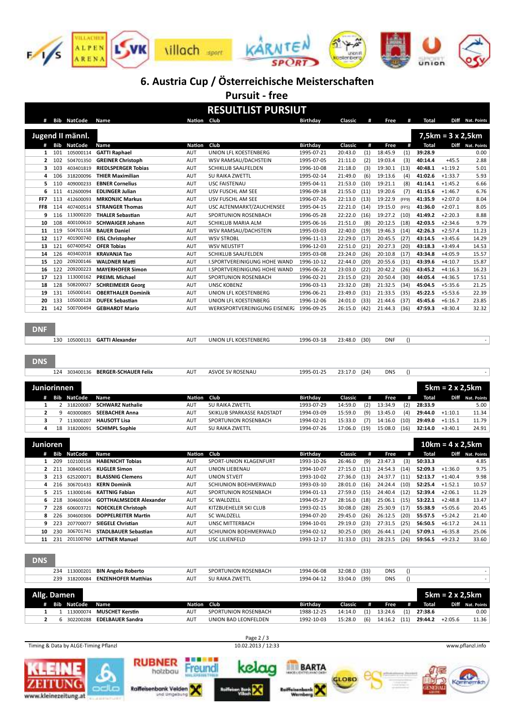# 6. Austria Cup / Österreichische Meisterschaften

## Pursuit - free

## RESULTLIST PURSUIT

### Jugend II männl. — 7,5km = 3 x 2,5km

| # | Bib | NatCode | Name | Nation | Club | Birthday | Classic | # | Free | # | Total | Diff | Nat. Points |
|---|---|---|---|---|---|---|---|---|---|---|---|---|---|
| 1 | 101 | 105000114 | **GATTI Raphael** | AUT | UNION LFL KOESTENBERG | 1995-07-21 | 20:43.0 | (1) | 18:45.9 | (1) | **39:28.9** | | 0.00 |
| 2 | 102 | 504701350 | **GREINER Christoph** | AUT | WSV RAMSAU/DACHSTEIN | 1995-07-05 | 21:11.0 | (2) | 19:03.4 | (3) | **40:14.4** | +45.5 | 2.88 |
| 3 | 103 | 403401819 | **RIEDLSPERGER Tobias** | AUT | SCHIKLUB SAALFELDEN | 1996-10-08 | 21:18.0 | (3) | 19:30.1 | (13) | **40:48.1** | +1:19.2 | 5.01 |
| 4 | 106 | 318200096 | **THIER Maximilian** | AUT | SU RAIKA ZWETTL | 1995-02-14 | 21:49.0 | (6) | 19:13.6 | (4) | **41:02.6** | +1:33.7 | 5.93 |
| 5 | 110 | 409000233 | **EBNER Cornelius** | AUT | USC FAISTENAU | 1995-04-11 | 21:53.0 | (10) | 19:21.1 | (8) | **41:14.1** | +1:45.2 | 6.66 |
| 6 | 111 | 412600094 | **EDLINGER Julian** | AUT | USV FUSCHL AM SEE | 1996-09-18 | 21:55.0 | (11) | 19:20.6 | (7) | **41:15.6** | +1:46.7 | 6.76 |
| FF7 | 113 | 412600093 | **MRKONJIC Markus** | AUT | USV FUSCHL AM SEE | 1996-07-26 | 22:13.0 | (13) | 19:22.9 | (FF9) | **41:35.9** | +2:07.0 | 8.04 |
| FF8 | 114 | 407400514 | **STRANGER Thomas** | AUT | USC ALTENMARKT/ZAUCHENSEE | 1995-04-15 | 22:21.0 | (14) | 19:15.0 | (FF5) | **41:36.0** | +2:07.1 | 8.05 |
| 9 | 116 | 113000220 | **THALER Sebastian** | AUT | SPORTUNION ROSENBACH | 1996-05-28 | 22:22.0 | (16) | 19:27.2 | (10) | **41:49.2** | +2:20.3 | 8.88 |
| 10 | 108 | 400100610 | **SCHWAIGER Johann** | AUT | SCHIKLUB MARIA ALM | 1995-06-16 | 21:51.0 | (8) | 20:12.5 | (18) | **42:03.5** | +2:34.6 | 9.79 |
| 11 | 119 | 504701158 | **BAUER Daniel** | AUT | WSV RAMSAU/DACHSTEIN | 1995-03-03 | 22:40.0 | (19) | 19:46.3 | (14) | **42:26.3** | +2:57.4 | 11.23 |
| 12 | 117 | 401900740 | **EISL Christopher** | AUT | WSV STROBL | 1996-11-13 | 22:29.0 | (17) | 20:45.5 | (27) | **43:14.5** | +3:45.6 | 14.29 |
| 13 | 121 | 607400542 | **OFER Tobias** | AUT | WSV NEUSTIFT | 1996-12-03 | 22:51.0 | (21) | 20:27.3 | (20) | **43:18.3** | +3:49.4 | 14.53 |
| 14 | 126 | 403402018 | **KRAVANJA Tao** | AUT | SCHIKLUB SAALFELDEN | 1995-03-08 | 23:24.0 | (26) | 20:10.8 | (17) | **43:34.8** | +4:05.9 | 15.57 |
| 15 | 120 | 209200146 | **WALDNER Matti** | AUT | I.SPORTVEREINIGUNG HOHE WAND | 1996-10-12 | 22:44.0 | (20) | 20:55.6 | (31) | **43:39.6** | +4:10.7 | 15.87 |
| 16 | 122 | 209200223 | **MAYERHOFER Simon** | AUT | I.SPORTVEREINIGUNG HOHE WAND | 1996-06-22 | 23:03.0 | (22) | 20:42.2 | (26) | **43:45.2** | +4:16.3 | 16.23 |
| 17 | 123 | 113000162 | **PREIML Michael** | AUT | SPORTUNION ROSENBACH | 1996-02-21 | 23:15.0 | (23) | 20:50.4 | (30) | **44:05.4** | +4:36.5 | 17.51 |
| 18 | 128 | 508200027 | **SCHREIMEIER Georg** | AUT | UNSC KOBENZ | 1996-03-13 | 23:32.0 | (28) | 21:32.5 | (34) | **45:04.5** | +5:35.6 | 21.25 |
| 19 | 131 | 105000141 | **OBERTHALER Dominik** | AUT | UNION LFL KOESTENBERG | 1996-06-21 | 23:49.0 | (31) | 21:33.5 | (35) | **45:22.5** | +5:53.6 | 22.39 |
| 20 | 133 | 105000128 | **DUFEK Sebastian** | AUT | UNION LFL KOESTENBERG | 1996-12-06 | 24:01.0 | (33) | 21:44.6 | (37) | **45:45.6** | +6:16.7 | 23.85 |
| 21 | 142 | 500700494 | **GEBHARDT Mario** | AUT | WERKSPORTVEREINIGUNG EISENERZ | 1996-09-25 | 26:15.0 | (42) | 21:44.3 | (36) | **47:59.3** | +8:30.4 | 32.32 |

**DNF**

| # | Bib | NatCode | Name | Nation | Club | Birthday | Classic | # | Free | # | Total | Diff | Nat. Points |
|---|---|---|---|---|---|---|---|---|---|---|---|---|---|
| | 130 | 105000131 | **GATTI Alexander** | AUT | UNION LFL KOESTENBERG | 1996-03-18 | 23:48.0 | (30) | DNF | () | | | - |

**DNS**

| # | Bib | NatCode | Name | Nation | Club | Birthday | Classic | # | Free | # | Total | Diff | Nat. Points |
|---|---|---|---|---|---|---|---|---|---|---|---|---|---|
| | 124 | 303400136 | **BERGER-SCHAUER Felix** | AUT | ASVOE SV ROSENAU | 1995-01-25 | 23:17.0 | (24) | DNS | () | | | - |

### Juniorinnen — 5km = 2 x 2,5km

| # | Bib | NatCode | Name | Nation | Club | Birthday | Classic | # | Free | # | Total | Diff | Nat. Points |
|---|---|---|---|---|---|---|---|---|---|---|---|---|---|
| 1 | 2 | 318200087 | **SCHWARZ Nathalie** | AUT | SU RAIKA ZWETTL | 1993-07-29 | 14:59.0 | (2) | 13:34.9 | (2) | **28:33.9** | | 5.00 |
| 2 | 9 | 403000805 | **SEEBACHER Anna** | AUT | SKIKLUB SPARKASSE RADSTADT | 1994-03-09 | 15:59.0 | (9) | 13:45.0 | (4) | **29:44.0** | +1:10.1 | 11.34 |
| 3 | 7 | 113000207 | **HAUSOTT Lisa** | AUT | SPORTUNION ROSENBACH | 1994-02-21 | 15:33.0 | (7) | 14:16.0 | (10) | **29:49.0** | +1:15.1 | 11.79 |
| 4 | 18 | 318200091 | **SCHIMPL Sophie** | AUT | SU RAIKA ZWETTL | 1994-07-26 | 17:06.0 | (19) | 15:08.0 | (16) | **32:14.0** | +3:40.1 | 24.91 |

### Junioren — 10km = 4 x 2,5km

| # | Bib | NatCode | Name | Nation | Club | Birthday | Classic | # | Free | # | Total | Diff | Nat. Points |
|---|---|---|---|---|---|---|---|---|---|---|---|---|---|
| 1 | 209 | 102100158 | **HABENICHT Tobias** | AUT | SPORT-UNION KLAGENFURT | 1993-10-26 | 26:46.0 | (9) | 23:47.3 | (3) | **50:33.3** | | 4.85 |
| 2 | 211 | 308400145 | **KUGLER Simon** | AUT | UNION LIEBENAU | 1994-10-07 | 27:15.0 | (11) | 24:54.3 | (14) | **52:09.3** | +1:36.0 | 9.75 |
| 3 | 213 | 625200071 | **BLASSNIG Clemens** | AUT | UNION ST.VEIT | 1993-10-02 | 27:36.0 | (13) | 24:37.7 | (11) | **52:13.7** | +1:40.4 | 9.98 |
| 4 | 216 | 306701433 | **KERN Dominik** | AUT | SCHIUNION BOEHMERWALD | 1993-03-10 | 28:01.0 | (16) | 24:24.4 | (10) | **52:25.4** | +1:52.1 | 10.57 |
| 5 | 215 | 113000146 | **KATTNIG Fabian** | AUT | SPORTUNION ROSENBACH | 1994-01-13 | 27:59.0 | (15) | 24:40.4 | (12) | **52:39.4** | +2:06.1 | 11.29 |
| 6 | 218 | 304600304 | **GOTTHALMSEDER Alexander** | AUT | SC WALDZELL | 1994-05-27 | 28:16.0 | (18) | 25:06.1 | (15) | **53:22.1** | +2:48.8 | 13.47 |
| 7 | 228 | 606003721 | **NOECKLER Christoph** | AUT | KITZBUEHELER SKI CLUB | 1993-02-15 | 30:08.0 | (28) | 25:30.9 | (17) | **55:38.9** | +5:05.6 | 20.45 |
| 8 | 226 | 304600306 | **DOPPELREITER Martin** | AUT | SC WALDZELL | 1994-07-20 | 29:45.0 | (26) | 26:12.5 | (20) | **55:57.5** | +5:24.2 | 21.40 |
| 9 | 223 | 207700077 | **SIEGELE Christian** | AUT | UNSC MITTERBACH | 1994-10-01 | 29:19.0 | (23) | 27:31.5 | (25) | **56:50.5** | +6:17.2 | 24.11 |
| 10 | 230 | 306701741 | **STADLBAUER Sebastian** | AUT | SCHIUNION BOEHMERWALD | 1994-02-12 | 30:25.0 | (30) | 26:44.1 | (24) | **57:09.1** | +6:35.8 | 25.06 |
| 11 | 231 | 201100760 | **LATTNER Manuel** | AUT | USC LILIENFELD | 1993-12-17 | 31:33.0 | (31) | 28:23.5 | (26) | **59:56.5** | +9:23.2 | 33.60 |

**DNS**

| # | Bib | NatCode | Name | Nation | Club | Birthday | Classic | # | Free | # | Total | Diff | Nat. Points |
|---|---|---|---|---|---|---|---|---|---|---|---|---|---|
| | 234 | 113000201 | **BIN Angelo Roberto** | AUT | SPORTUNION ROSENBACH | 1994-06-08 | 32:08.0 | (33) | DNS | () | | | - |
| | 239 | 318200084 | **ENZENHOFER Matthias** | AUT | SU RAIKA ZWETTL | 1994-04-12 | 33:04.0 | (39) | DNS | () | | | - |

### Allg. Damen — 5km = 2 x 2,5km

| # | Bib | NatCode | Name | Nation | Club | Birthday | Classic | # | Free | # | Total | Diff | Nat. Points |
|---|---|---|---|---|---|---|---|---|---|---|---|---|---|
| 1 | 1 | 113000074 | **MUSCHET Kerstin** | AUT | SPORTUNION ROSENBACH | 1988-12-25 | 14:14.0 | (1) | 13:24.6 | (1) | **27:38.6** | | 0.00 |
| 2 | 6 | 302200288 | **EDELBAUER Sandra** | AUT | UNION BAD LEONFELDEN | 1992-10-03 | 15:28.0 | (6) | 14:16.2 | (11) | **29:44.2** | +2:05.6 | 11.36 |

Timing & Data by ALGE-Timing Pflanzl — 10.02.2013 / 12:33 — www.pflanzl.info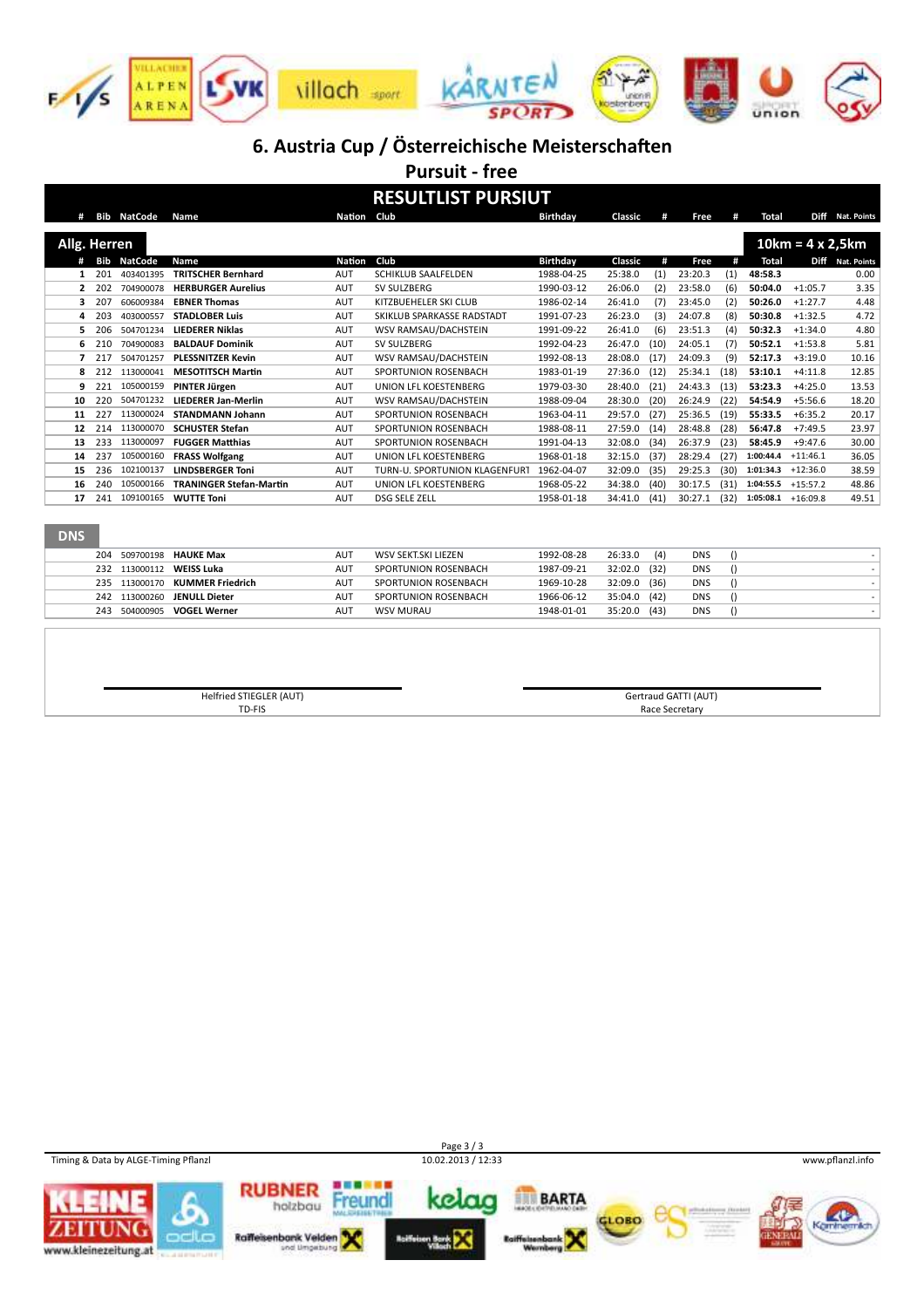# 6. Austria Cup / Österreichische Meisterschaften

## Pursuit - free

## RESULTLIST PURSIUT

### Allg. Herren

**10km = 4 x 2,5km**

| # | Bib | NatCode | Name | Nation | Club | Birthday | Classic | # | Free | # | Total | Diff | Nat. Points |
|---|---|---|---|---|---|---|---|---|---|---|---|---|---|
| 1 | 201 | 403401395 | **TRITSCHER Bernhard** | AUT | SCHIKLUB SAALFELDEN | 1988-04-25 | 25:38.0 | (1) | 23:20.3 | (1) | **48:58.3** | | 0.00 |
| 2 | 202 | 704900078 | **HERBURGER Aurelius** | AUT | SV SULZBERG | 1990-03-12 | 26:06.0 | (2) | 23:58.0 | (6) | **50:04.0** | +1:05.7 | 3.35 |
| 3 | 207 | 606009384 | **EBNER Thomas** | AUT | KITZBUEHELER SKI CLUB | 1986-02-14 | 26:41.0 | (7) | 23:45.0 | (2) | **50:26.0** | +1:27.7 | 4.48 |
| 4 | 203 | 403000557 | **STADLOBER Luis** | AUT | SKIKLUB SPARKASSE RADSTADT | 1991-07-23 | 26:23.0 | (3) | 24:07.8 | (8) | **50:30.8** | +1:32.5 | 4.72 |
| 5 | 206 | 504701234 | **LIEDERER Niklas** | AUT | WSV RAMSAU/DACHSTEIN | 1991-09-22 | 26:41.0 | (6) | 23:51.3 | (4) | **50:32.3** | +1:34.0 | 4.80 |
| 6 | 210 | 704900083 | **BALDAUF Dominik** | AUT | SV SULZBERG | 1992-04-23 | 26:47.0 | (10) | 24:05.1 | (7) | **50:52.1** | +1:53.8 | 5.81 |
| 7 | 217 | 504701257 | **PLESSNITZER Kevin** | AUT | WSV RAMSAU/DACHSTEIN | 1992-08-13 | 28:08.0 | (17) | 24:09.3 | (9) | **52:17.3** | +3:19.0 | 10.16 |
| 8 | 212 | 113000041 | **MESOTITSCH Martin** | AUT | SPORTUNION ROSENBACH | 1983-01-19 | 27:36.0 | (12) | 25:34.1 | (18) | **53:10.1** | +4:11.8 | 12.85 |
| 9 | 221 | 105000159 | **PINTER Jürgen** | AUT | UNION LFL KOESTENBERG | 1979-03-30 | 28:40.0 | (21) | 24:43.3 | (13) | **53:23.3** | +4:25.0 | 13.53 |
| 10 | 220 | 504701232 | **LIEDERER Jan-Merlin** | AUT | WSV RAMSAU/DACHSTEIN | 1988-09-04 | 28:30.0 | (20) | 26:24.9 | (22) | **54:54.9** | +5:56.6 | 18.20 |
| 11 | 227 | 113000024 | **STANDMANN Johann** | AUT | SPORTUNION ROSENBACH | 1963-04-11 | 29:57.0 | (27) | 25:36.5 | (19) | **55:33.5** | +6:35.2 | 20.17 |
| 12 | 214 | 113000070 | **SCHUSTER Stefan** | AUT | SPORTUNION ROSENBACH | 1988-08-11 | 27:59.0 | (14) | 28:48.8 | (28) | **56:47.8** | +7:49.5 | 23.97 |
| 13 | 233 | 113000097 | **FUGGER Matthias** | AUT | SPORTUNION ROSENBACH | 1991-04-13 | 32:08.0 | (34) | 26:37.9 | (23) | **58:45.9** | +9:47.6 | 30.00 |
| 14 | 237 | 105000160 | **FRASS Wolfgang** | AUT | UNION LFL KOESTENBERG | 1968-01-18 | 32:15.0 | (37) | 28:29.4 | (27) | **1:00:44.4** | +11:46.1 | 36.05 |
| 15 | 236 | 102100137 | **LINDSBERGER Toni** | AUT | TURN-U. SPORTUNION KLAGENFURT | 1962-04-07 | 32:09.0 | (35) | 29:25.3 | (30) | **1:01:34.3** | +12:36.0 | 38.59 |
| 16 | 240 | 105000166 | **TRANINGER Stefan-Martin** | AUT | UNION LFL KOESTENBERG | 1968-05-22 | 34:38.0 | (40) | 30:17.5 | (31) | **1:04:55.5** | +15:57.2 | 48.86 |
| 17 | 241 | 109100165 | **WUTTE Toni** | AUT | DSG SELE ZELL | 1958-01-18 | 34:41.0 | (41) | 30:27.1 | (32) | **1:05:08.1** | +16:09.8 | 49.51 |

### DNS

| # | Bib | NatCode | Name | Nation | Club | Birthday | Classic | # | Free | # | Total | Diff | Nat. Points |
|---|---|---|---|---|---|---|---|---|---|---|---|---|---|
| | 204 | 509700198 | **HAUKE Max** | AUT | WSV SEKT.SKI LIEZEN | 1992-08-28 | 26:33.0 | (4) | DNS | () | | | - |
| | 232 | 113000112 | **WEISS Luka** | AUT | SPORTUNION ROSENBACH | 1987-09-21 | 32:02.0 | (32) | DNS | () | | | - |
| | 235 | 113000170 | **KUMMER Friedrich** | AUT | SPORTUNION ROSENBACH | 1969-10-28 | 32:09.0 | (36) | DNS | () | | | - |
| | 242 | 113000260 | **JENULL Dieter** | AUT | SPORTUNION ROSENBACH | 1966-06-12 | 35:04.0 | (42) | DNS | () | | | - |
| | 243 | 504000905 | **VOGEL Werner** | AUT | WSV MURAU | 1948-01-01 | 35:20.0 | (43) | DNS | () | | | - |

Helfried STIEGLER (AUT)
TD-FIS

Gertraud GATTI (AUT)
Race Secretary

Timing & Data by ALGE-Timing Pflanzl

10.02.2013 / 12:33

www.pflanzl.info